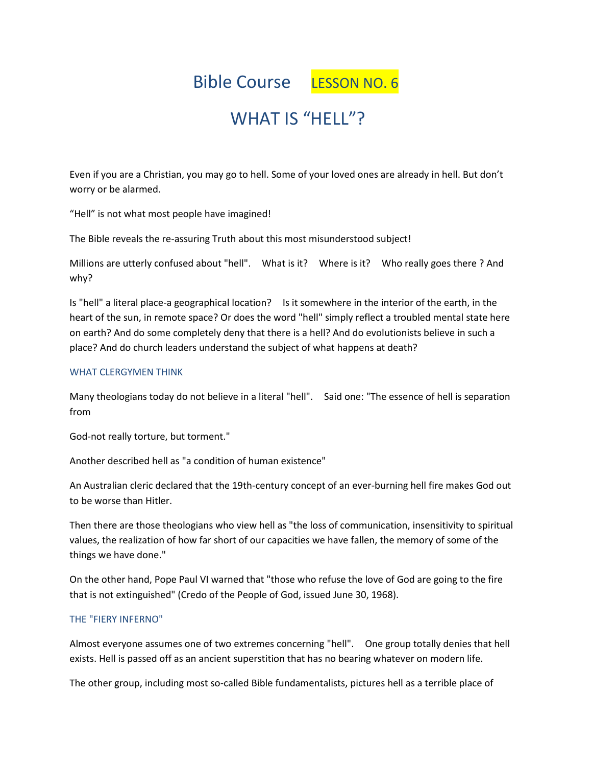# Bible Course LESSON NO. 6

## WHAT IS "HELL"?

Even if you are a Christian, you may go to hell. Some of your loved ones are already in hell. But don't worry or be alarmed.

"Hell" is not what most people have imagined!

The Bible reveals the re-assuring Truth about this most misunderstood subject!

Millions are utterly confused about "hell". What is it? Where is it? Who really goes there ? And why?

Is "hell" a literal place-a geographical location? Is it somewhere in the interior of the earth, in the heart of the sun, in remote space? Or does the word "hell" simply reflect a troubled mental state here on earth? And do some completely deny that there is a hell? And do evolutionists believe in such a place? And do church leaders understand the subject of what happens at death?

### WHAT CLERGYMEN THINK

Many theologians today do not believe in a literal "hell". Said one: "The essence of hell is separation from

God-not really torture, but torment."

Another described hell as "a condition of human existence"

An Australian cleric declared that the 19th-century concept of an ever-burning hell fire makes God out to be worse than Hitler.

Then there are those theologians who view hell as "the loss of communication, insensitivity to spiritual values, the realization of how far short of our capacities we have fallen, the memory of some of the things we have done."

On the other hand, Pope Paul VI warned that "those who refuse the love of God are going to the fire that is not extinguished" (Credo of the People of God, issued June 30, 1968).

### THE "FIERY INFERNO"

Almost everyone assumes one of two extremes concerning "hell". One group totally denies that hell exists. Hell is passed off as an ancient superstition that has no bearing whatever on modern life.

The other group, including most so-called Bible fundamentalists, pictures hell as a terrible place of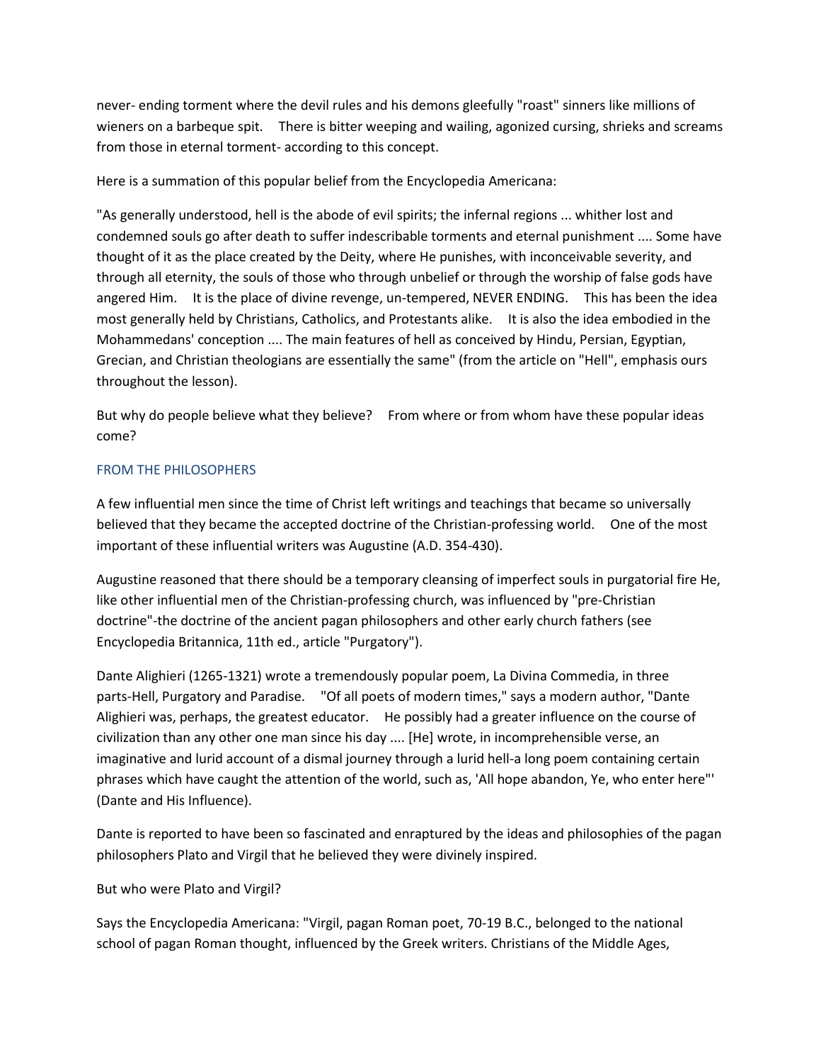never- ending torment where the devil rules and his demons gleefully "roast" sinners like millions of wieners on a barbeque spit. There is bitter weeping and wailing, agonized cursing, shrieks and screams from those in eternal torment- according to this concept.

Here is a summation of this popular belief from the Encyclopedia Americana:

"As generally understood, hell is the abode of evil spirits; the infernal regions ... whither lost and condemned souls go after death to suffer indescribable torments and eternal punishment .... Some have thought of it as the place created by the Deity, where He punishes, with inconceivable severity, and through all eternity, the souls of those who through unbelief or through the worship of false gods have angered Him. It is the place of divine revenge, un-tempered, NEVER ENDING. This has been the idea most generally held by Christians, Catholics, and Protestants alike. It is also the idea embodied in the Mohammedans' conception .... The main features of hell as conceived by Hindu, Persian, Egyptian, Grecian, and Christian theologians are essentially the same" (from the article on "Hell", emphasis ours throughout the lesson).

But why do people believe what they believe? From where or from whom have these popular ideas come?

## FROM THE PHILOSOPHERS

A few influential men since the time of Christ left writings and teachings that became so universally believed that they became the accepted doctrine of the Christian-professing world. One of the most important of these influential writers was Augustine (A.D. 354-430).

Augustine reasoned that there should be a temporary cleansing of imperfect souls in purgatorial fire He, like other influential men of the Christian-professing church, was influenced by "pre-Christian doctrine"-the doctrine of the ancient pagan philosophers and other early church fathers (see Encyclopedia Britannica, 11th ed., article "Purgatory").

Dante Alighieri (1265-1321) wrote a tremendously popular poem, La Divina Commedia, in three parts-Hell, Purgatory and Paradise. "Of all poets of modern times," says a modern author, "Dante Alighieri was, perhaps, the greatest educator. He possibly had a greater influence on the course of civilization than any other one man since his day .... [He] wrote, in incomprehensible verse, an imaginative and lurid account of a dismal journey through a lurid hell-a long poem containing certain phrases which have caught the attention of the world, such as, 'All hope abandon, Ye, who enter here"' (Dante and His Influence).

Dante is reported to have been so fascinated and enraptured by the ideas and philosophies of the pagan philosophers Plato and Virgil that he believed they were divinely inspired.

But who were Plato and Virgil?

Says the Encyclopedia Americana: "Virgil, pagan Roman poet, 70-19 B.C., belonged to the national school of pagan Roman thought, influenced by the Greek writers. Christians of the Middle Ages,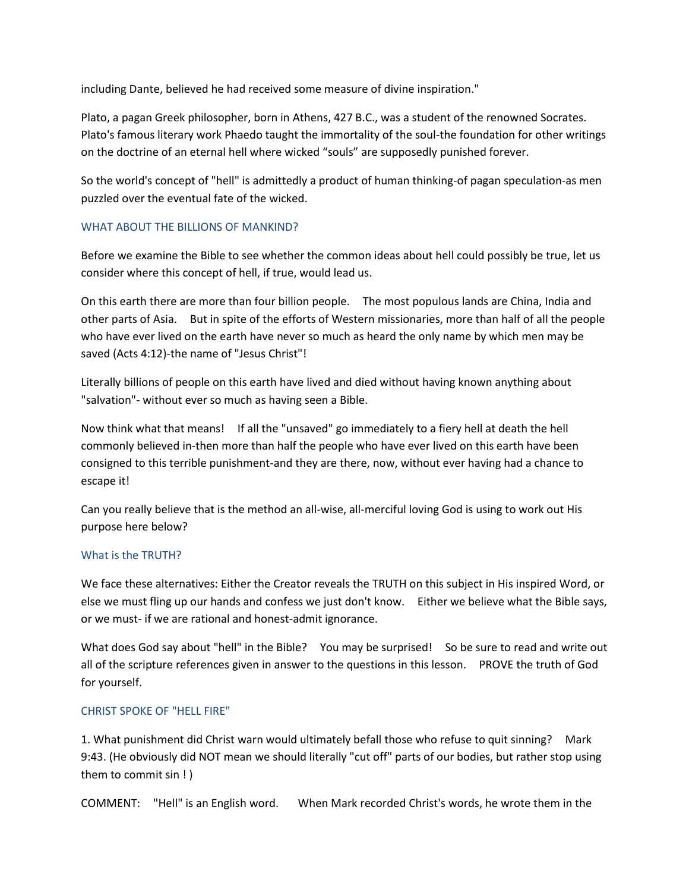including Dante, believed he had received some measure of divine inspiration."

Plato, a pagan Greek philosopher, born in Athens, 427 B.C., was a student of the renowned Socrates. Plato's famous literary work Phaedo taught the immortality of the soul-the foundation for other writings on the doctrine of an eternal hell where wicked “souls” are supposedly punished forever.

So the world's concept of "hell" is admittedly a product of human thinking-of pagan speculation-as men puzzled over the eventual fate of the wicked.

## WHAT ABOUT THE BILLIONS OF MANKIND?

Before we examine the Bible to see whether the common ideas about hell could possibly be true, let us consider where this concept of hell, if true, would lead us.

On this earth there are more than four billion people. The most populous lands are China, India and other parts of Asia. But in spite of the efforts of Western missionaries, more than half of all the people who have ever lived on the earth have never so much as heard the only name by which men may be saved (Acts 4:12)-the name of "Jesus Christ"!

Literally billions of people on this earth have lived and died without having known anything about "salvation"- without ever so much as having seen a Bible.

Now think what that means! If all the "unsaved" go immediately to a fiery hell at death the hell commonly believed in-then more than half the people who have ever lived on this earth have been consigned to this terrible punishment-and they are there, now, without ever having had a chance to escape it!

Can you really believe that is the method an all-wise, all-merciful loving God is using to work out His purpose here below?

## What is the TRUTH?

We face these alternatives: Either the Creator reveals the TRUTH on this subject in His inspired Word, or else we must fling up our hands and confess we just don't know. Either we believe what the Bible says, or we must- if we are rational and honest-admit ignorance.

What does God say about "hell" in the Bible? You may be surprised! So be sure to read and write out all of the scripture references given in answer to the questions in this lesson. PROVE the truth of God for yourself.

## CHRIST SPOKE OF "HELL FIRE"

1. What punishment did Christ warn would ultimately befall those who refuse to quit sinning? Mark 9:43. (He obviously did NOT mean we should literally "cut off" parts of our bodies, but rather stop using them to commit sin ! )

COMMENT: "Hell" is an English word. When Mark recorded Christ's words, he wrote them in the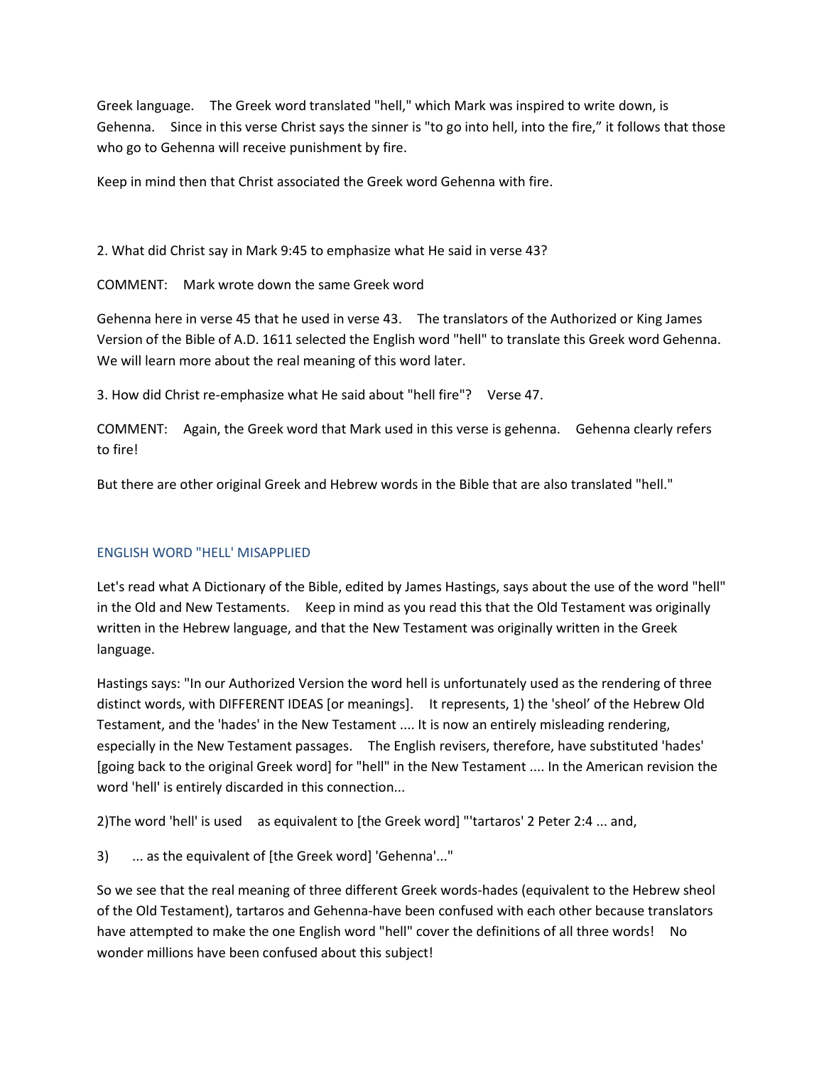Greek language. The Greek word translated "hell," which Mark was inspired to write down, is Gehenna. Since in this verse Christ says the sinner is "to go into hell, into the fire," it follows that those who go to Gehenna will receive punishment by fire.

Keep in mind then that Christ associated the Greek word Gehenna with fire.

2. What did Christ say in Mark 9:45 to emphasize what He said in verse 43?

COMMENT: Mark wrote down the same Greek word

Gehenna here in verse 45 that he used in verse 43. The translators of the Authorized or King James Version of the Bible of A.D. 1611 selected the English word "hell" to translate this Greek word Gehenna. We will learn more about the real meaning of this word later.

3. How did Christ re-emphasize what He said about "hell fire"? Verse 47.

COMMENT: Again, the Greek word that Mark used in this verse is gehenna. Gehenna clearly refers to fire!

But there are other original Greek and Hebrew words in the Bible that are also translated "hell."

## ENGLISH WORD "HELL' MISAPPLIED

Let's read what A Dictionary of the Bible, edited by James Hastings, says about the use of the word "hell" in the Old and New Testaments. Keep in mind as you read this that the Old Testament was originally written in the Hebrew language, and that the New Testament was originally written in the Greek language.

Hastings says: "In our Authorized Version the word hell is unfortunately used as the rendering of three distinct words, with DIFFERENT IDEAS [or meanings]. It represents, 1) the 'sheol' of the Hebrew Old Testament, and the 'hades' in the New Testament .... It is now an entirely misleading rendering, especially in the New Testament passages. The English revisers, therefore, have substituted 'hades' [going back to the original Greek word] for "hell" in the New Testament .... In the American revision the word 'hell' is entirely discarded in this connection...

2)The word 'hell' is used as equivalent to [the Greek word] "'tartaros' 2 Peter 2:4 ... and,

3) ... as the equivalent of [the Greek word] 'Gehenna'..."

So we see that the real meaning of three different Greek words-hades (equivalent to the Hebrew sheol of the Old Testament), tartaros and Gehenna-have been confused with each other because translators have attempted to make the one English word "hell" cover the definitions of all three words! No wonder millions have been confused about this subject!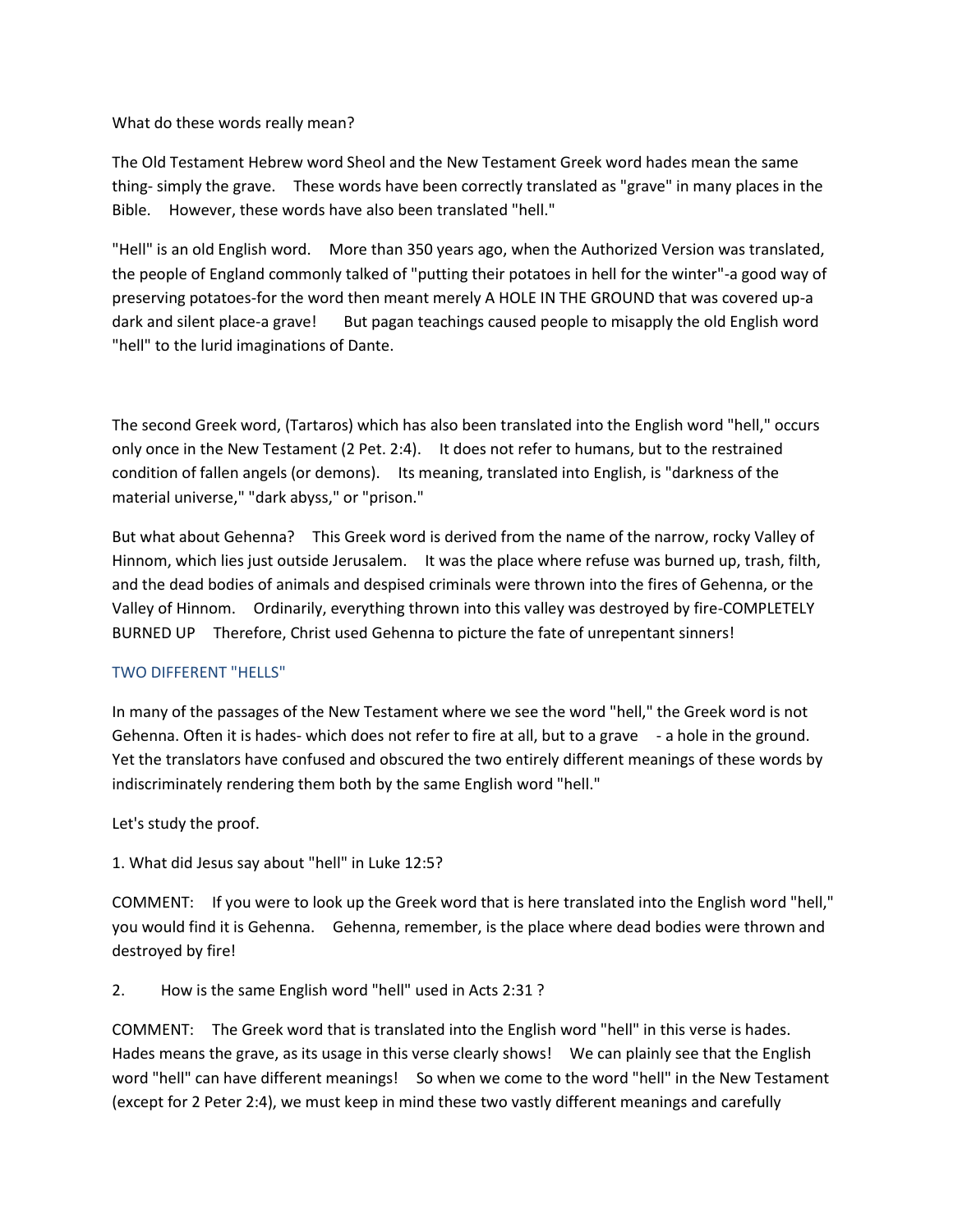What do these words really mean?

The Old Testament Hebrew word Sheol and the New Testament Greek word hades mean the same thing- simply the grave. These words have been correctly translated as "grave" in many places in the Bible. However, these words have also been translated "hell."

"Hell" is an old English word. More than 350 years ago, when the Authorized Version was translated, the people of England commonly talked of "putting their potatoes in hell for the winter"-a good way of preserving potatoes-for the word then meant merely A HOLE IN THE GROUND that was covered up-a dark and silent place-a grave! But pagan teachings caused people to misapply the old English word "hell" to the lurid imaginations of Dante.

The second Greek word, (Tartaros) which has also been translated into the English word "hell," occurs only once in the New Testament (2 Pet. 2:4). It does not refer to humans, but to the restrained condition of fallen angels (or demons). Its meaning, translated into English, is "darkness of the material universe," "dark abyss," or "prison."

But what about Gehenna? This Greek word is derived from the name of the narrow, rocky Valley of Hinnom, which lies just outside Jerusalem. It was the place where refuse was burned up, trash, filth, and the dead bodies of animals and despised criminals were thrown into the fires of Gehenna, or the Valley of Hinnom. Ordinarily, everything thrown into this valley was destroyed by fire-COMPLETELY BURNED UP Therefore, Christ used Gehenna to picture the fate of unrepentant sinners!

## TWO DIFFERENT "HELLS"

In many of the passages of the New Testament where we see the word "hell," the Greek word is not Gehenna. Often it is hades- which does not refer to fire at all, but to a grave - a hole in the ground. Yet the translators have confused and obscured the two entirely different meanings of these words by indiscriminately rendering them both by the same English word "hell."

Let's study the proof.

1. What did Jesus say about "hell" in Luke 12:5?

COMMENT: If you were to look up the Greek word that is here translated into the English word "hell," you would find it is Gehenna. Gehenna, remember, is the place where dead bodies were thrown and destroyed by fire!

2. How is the same English word "hell" used in Acts 2:31 ?

COMMENT: The Greek word that is translated into the English word "hell" in this verse is hades. Hades means the grave, as its usage in this verse clearly shows! We can plainly see that the English word "hell" can have different meanings! So when we come to the word "hell" in the New Testament (except for 2 Peter 2:4), we must keep in mind these two vastly different meanings and carefully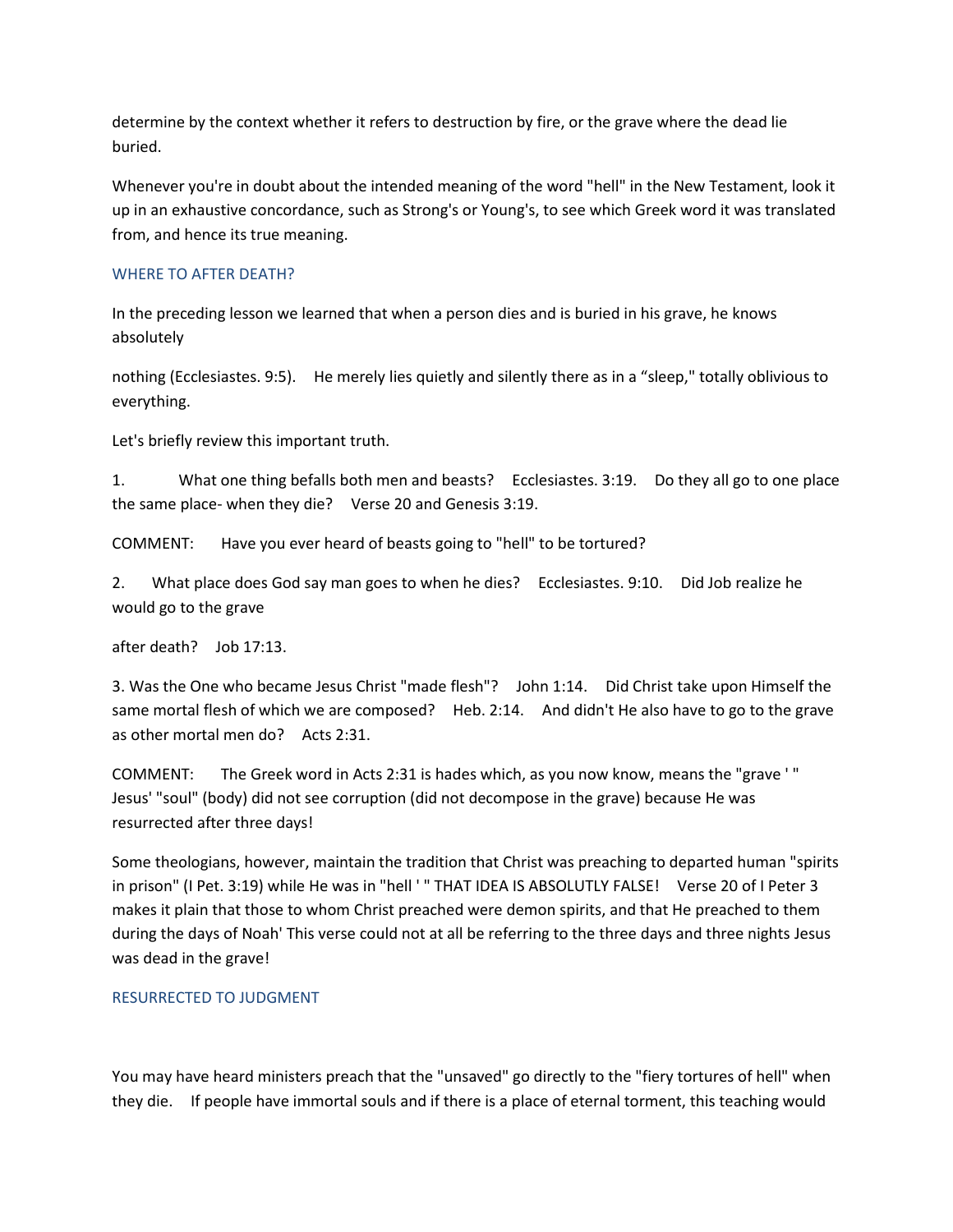determine by the context whether it refers to destruction by fire, or the grave where the dead lie buried.

Whenever you're in doubt about the intended meaning of the word "hell" in the New Testament, look it up in an exhaustive concordance, such as Strong's or Young's, to see which Greek word it was translated from, and hence its true meaning.

## WHERE TO AFTER DEATH?

In the preceding lesson we learned that when a person dies and is buried in his grave, he knows absolutely

nothing (Ecclesiastes. 9:5). He merely lies quietly and silently there as in a "sleep," totally oblivious to everything.

Let's briefly review this important truth.

1. What one thing befalls both men and beasts? Ecclesiastes. 3:19. Do they all go to one place the same place- when they die? Verse 20 and Genesis 3:19.

COMMENT: Have you ever heard of beasts going to "hell" to be tortured?

2. What place does God say man goes to when he dies? Ecclesiastes. 9:10. Did Job realize he would go to the grave

after death? Job 17:13.

3. Was the One who became Jesus Christ "made flesh"? John 1:14. Did Christ take upon Himself the same mortal flesh of which we are composed? Heb. 2:14. And didn't He also have to go to the grave as other mortal men do? Acts 2:31.

COMMENT: The Greek word in Acts 2:31 is hades which, as you now know, means the "grave ' " Jesus' "soul" (body) did not see corruption (did not decompose in the grave) because He was resurrected after three days!

Some theologians, however, maintain the tradition that Christ was preaching to departed human "spirits in prison" (I Pet. 3:19) while He was in "hell ' " THAT IDEA IS ABSOLUTLY FALSE! Verse 20 of I Peter 3 makes it plain that those to whom Christ preached were demon spirits, and that He preached to them during the days of Noah' This verse could not at all be referring to the three days and three nights Jesus was dead in the grave!

## RESURRECTED TO JUDGMENT

You may have heard ministers preach that the "unsaved" go directly to the "fiery tortures of hell" when they die. If people have immortal souls and if there is a place of eternal torment, this teaching would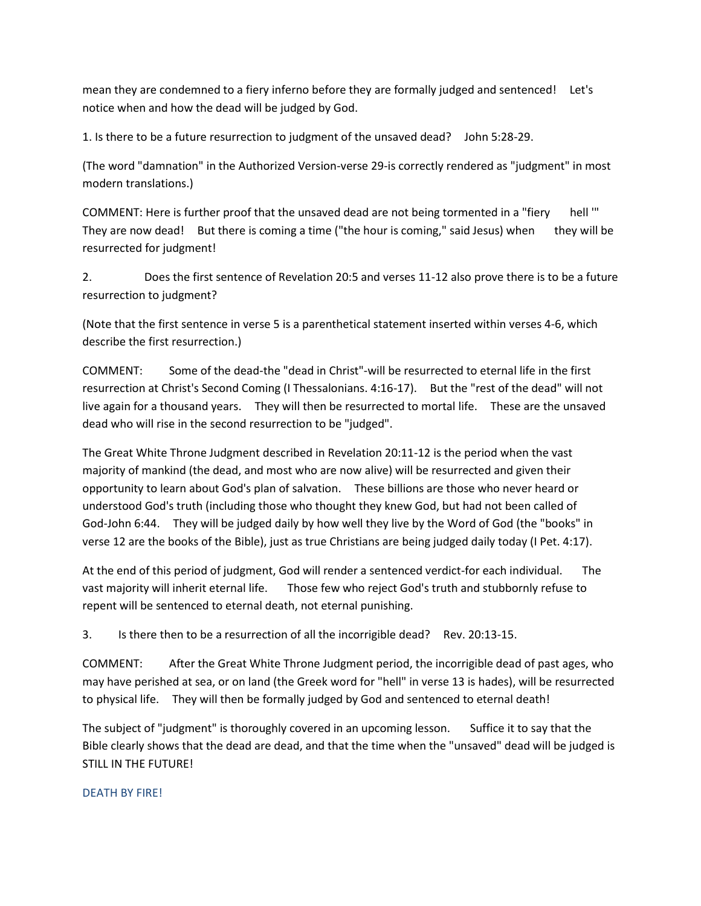mean they are condemned to a fiery inferno before they are formally judged and sentenced! Let's notice when and how the dead will be judged by God.

1. Is there to be a future resurrection to judgment of the unsaved dead? John 5:28-29.

(The word "damnation" in the Authorized Version-verse 29-is correctly rendered as "judgment" in most modern translations.)

COMMENT: Here is further proof that the unsaved dead are not being tormented in a "fiery hell '" They are now dead! But there is coming a time ("the hour is coming," said Jesus) when they will be resurrected for judgment!

2. Does the first sentence of Revelation 20:5 and verses 11-12 also prove there is to be a future resurrection to judgment?

(Note that the first sentence in verse 5 is a parenthetical statement inserted within verses 4-6, which describe the first resurrection.)

COMMENT: Some of the dead-the "dead in Christ"-will be resurrected to eternal life in the first resurrection at Christ's Second Coming (I Thessalonians. 4:16-17). But the "rest of the dead" will not live again for a thousand years. They will then be resurrected to mortal life. These are the unsaved dead who will rise in the second resurrection to be "judged".

The Great White Throne Judgment described in Revelation 20:11-12 is the period when the vast majority of mankind (the dead, and most who are now alive) will be resurrected and given their opportunity to learn about God's plan of salvation. These billions are those who never heard or understood God's truth (including those who thought they knew God, but had not been called of God-John 6:44. They will be judged daily by how well they live by the Word of God (the "books" in verse 12 are the books of the Bible), just as true Christians are being judged daily today (I Pet. 4:17).

At the end of this period of judgment, God will render a sentenced verdict-for each individual. The vast majority will inherit eternal life. Those few who reject God's truth and stubbornly refuse to repent will be sentenced to eternal death, not eternal punishing.

3. Is there then to be a resurrection of all the incorrigible dead? Rev. 20:13-15.

COMMENT: After the Great White Throne Judgment period, the incorrigible dead of past ages, who may have perished at sea, or on land (the Greek word for "hell" in verse 13 is hades), will be resurrected to physical life. They will then be formally judged by God and sentenced to eternal death!

The subject of "judgment" is thoroughly covered in an upcoming lesson. Suffice it to say that the Bible clearly shows that the dead are dead, and that the time when the "unsaved" dead will be judged is STILL IN THE FUTURE!

## DEATH BY FIRE!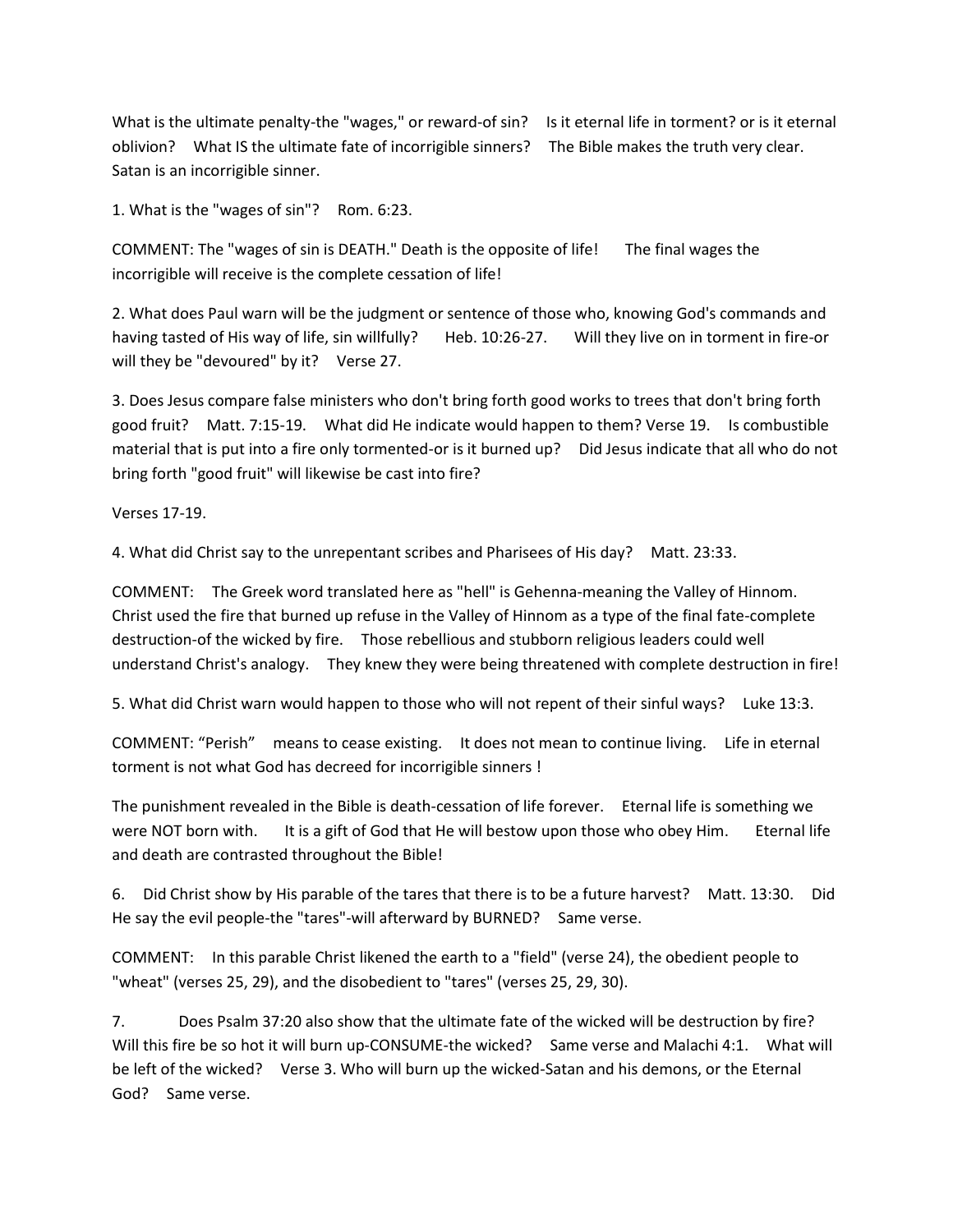What is the ultimate penalty-the "wages," or reward-of sin? Is it eternal life in torment? or is it eternal oblivion? What IS the ultimate fate of incorrigible sinners? The Bible makes the truth very clear. Satan is an incorrigible sinner.

1. What is the "wages of sin"? Rom. 6:23.

COMMENT: The "wages of sin is DEATH." Death is the opposite of life! The final wages the incorrigible will receive is the complete cessation of life!

2. What does Paul warn will be the judgment or sentence of those who, knowing God's commands and having tasted of His way of life, sin willfully? Heb. 10:26-27. Will they live on in torment in fire-or will they be "devoured" by it? Verse 27.

3. Does Jesus compare false ministers who don't bring forth good works to trees that don't bring forth good fruit? Matt. 7:15-19. What did He indicate would happen to them? Verse 19. Is combustible material that is put into a fire only tormented-or is it burned up? Did Jesus indicate that all who do not bring forth "good fruit" will likewise be cast into fire?

Verses 17-19.

4. What did Christ say to the unrepentant scribes and Pharisees of His day? Matt. 23:33.

COMMENT: The Greek word translated here as "hell" is Gehenna-meaning the Valley of Hinnom. Christ used the fire that burned up refuse in the Valley of Hinnom as a type of the final fate-complete destruction-of the wicked by fire. Those rebellious and stubborn religious leaders could well understand Christ's analogy. They knew they were being threatened with complete destruction in fire!

5. What did Christ warn would happen to those who will not repent of their sinful ways? Luke 13:3.

COMMENT: "Perish" means to cease existing. It does not mean to continue living. Life in eternal torment is not what God has decreed for incorrigible sinners !

The punishment revealed in the Bible is death-cessation of life forever. Eternal life is something we were NOT born with. It is a gift of God that He will bestow upon those who obey Him. Eternal life and death are contrasted throughout the Bible!

6. Did Christ show by His parable of the tares that there is to be a future harvest? Matt. 13:30. Did He say the evil people-the "tares"-will afterward by BURNED? Same verse.

COMMENT: In this parable Christ likened the earth to a "field" (verse 24), the obedient people to "wheat" (verses 25, 29), and the disobedient to "tares" (verses 25, 29, 30).

7. Does Psalm 37:20 also show that the ultimate fate of the wicked will be destruction by fire? Will this fire be so hot it will burn up-CONSUME-the wicked? Same verse and Malachi 4:1. What will be left of the wicked? Verse 3. Who will burn up the wicked-Satan and his demons, or the Eternal God? Same verse.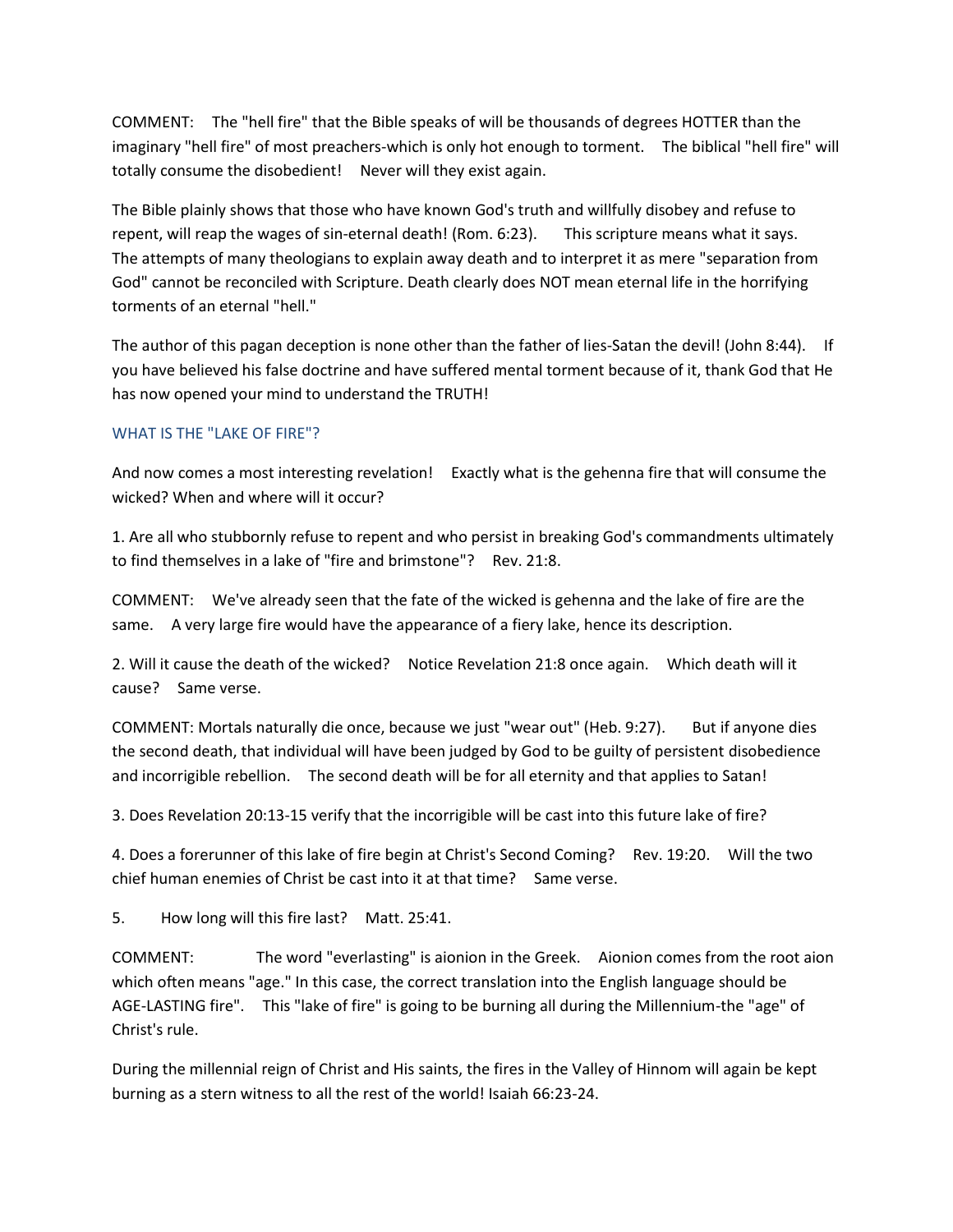COMMENT: The "hell fire" that the Bible speaks of will be thousands of degrees HOTTER than the imaginary "hell fire" of most preachers-which is only hot enough to torment. The biblical "hell fire" will totally consume the disobedient! Never will they exist again.

The Bible plainly shows that those who have known God's truth and willfully disobey and refuse to repent, will reap the wages of sin-eternal death! (Rom. 6:23). This scripture means what it says. The attempts of many theologians to explain away death and to interpret it as mere "separation from God" cannot be reconciled with Scripture. Death clearly does NOT mean eternal life in the horrifying torments of an eternal "hell."

The author of this pagan deception is none other than the father of lies-Satan the devil! (John 8:44). If you have believed his false doctrine and have suffered mental torment because of it, thank God that He has now opened your mind to understand the TRUTH!

## WHAT IS THE "LAKE OF FIRE"?

And now comes a most interesting revelation! Exactly what is the gehenna fire that will consume the wicked? When and where will it occur?

1. Are all who stubbornly refuse to repent and who persist in breaking God's commandments ultimately to find themselves in a lake of "fire and brimstone"? Rev. 21:8.

COMMENT: We've already seen that the fate of the wicked is gehenna and the lake of fire are the same. A very large fire would have the appearance of a fiery lake, hence its description.

2. Will it cause the death of the wicked? Notice Revelation 21:8 once again. Which death will it cause? Same verse.

COMMENT: Mortals naturally die once, because we just "wear out" (Heb. 9:27). But if anyone dies the second death, that individual will have been judged by God to be guilty of persistent disobedience and incorrigible rebellion. The second death will be for all eternity and that applies to Satan!

3. Does Revelation 20:13-15 verify that the incorrigible will be cast into this future lake of fire?

4. Does a forerunner of this lake of fire begin at Christ's Second Coming? Rev. 19:20. Will the two chief human enemies of Christ be cast into it at that time? Same verse.

5. How long will this fire last? Matt. 25:41.

COMMENT: The word "everlasting" is aionion in the Greek. Aionion comes from the root aion which often means "age." In this case, the correct translation into the English language should be AGE-LASTING fire". This "lake of fire" is going to be burning all during the Millennium-the "age" of Christ's rule.

During the millennial reign of Christ and His saints, the fires in the Valley of Hinnom will again be kept burning as a stern witness to all the rest of the world! Isaiah 66:23-24.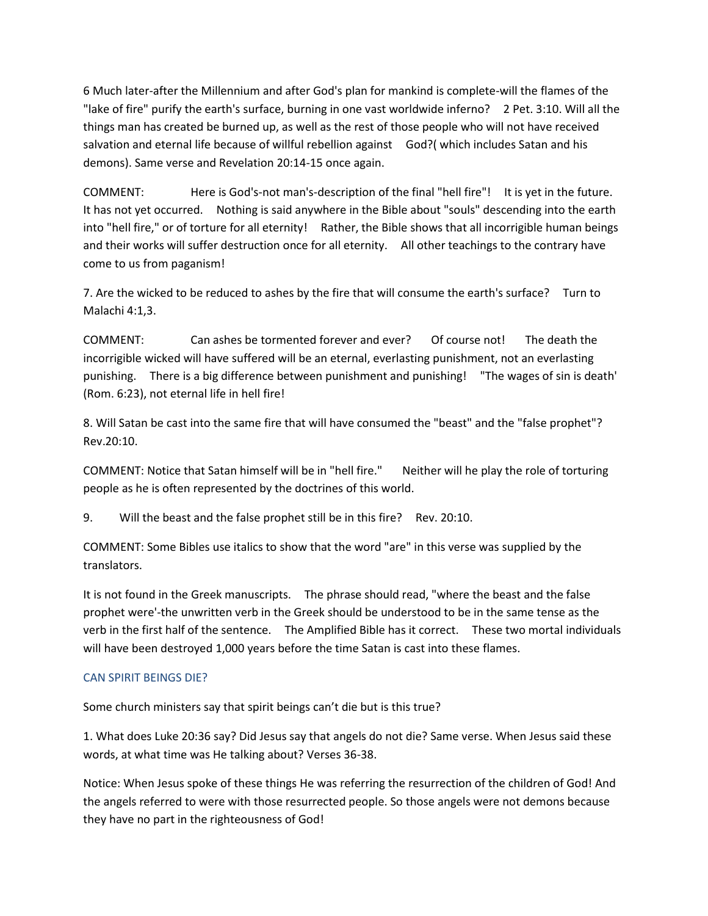6 Much later-after the Millennium and after God's plan for mankind is complete-will the flames of the "lake of fire" purify the earth's surface, burning in one vast worldwide inferno? 2 Pet. 3:10. Will all the things man has created be burned up, as well as the rest of those people who will not have received salvation and eternal life because of willful rebellion against God?( which includes Satan and his demons). Same verse and Revelation 20:14-15 once again.

COMMENT: Here is God's-not man's-description of the final "hell fire"! It is yet in the future. It has not yet occurred. Nothing is said anywhere in the Bible about "souls" descending into the earth into "hell fire," or of torture for all eternity! Rather, the Bible shows that all incorrigible human beings and their works will suffer destruction once for all eternity. All other teachings to the contrary have come to us from paganism!

7. Are the wicked to be reduced to ashes by the fire that will consume the earth's surface? Turn to Malachi 4:1,3.

COMMENT: Can ashes be tormented forever and ever? Of course not! The death the incorrigible wicked will have suffered will be an eternal, everlasting punishment, not an everlasting punishing. There is a big difference between punishment and punishing! "The wages of sin is death' (Rom. 6:23), not eternal life in hell fire!

8. Will Satan be cast into the same fire that will have consumed the "beast" and the "false prophet"? Rev.20:10.

COMMENT: Notice that Satan himself will be in "hell fire." Neither will he play the role of torturing people as he is often represented by the doctrines of this world.

9. Will the beast and the false prophet still be in this fire? Rev. 20:10.

COMMENT: Some Bibles use italics to show that the word "are" in this verse was supplied by the translators.

It is not found in the Greek manuscripts. The phrase should read, "where the beast and the false prophet were'-the unwritten verb in the Greek should be understood to be in the same tense as the verb in the first half of the sentence. The Amplified Bible has it correct. These two mortal individuals will have been destroyed 1,000 years before the time Satan is cast into these flames.

## CAN SPIRIT BEINGS DIE?

Some church ministers say that spirit beings can't die but is this true?

1. What does Luke 20:36 say? Did Jesus say that angels do not die? Same verse. When Jesus said these words, at what time was He talking about? Verses 36-38.

Notice: When Jesus spoke of these things He was referring the resurrection of the children of God! And the angels referred to were with those resurrected people. So those angels were not demons because they have no part in the righteousness of God!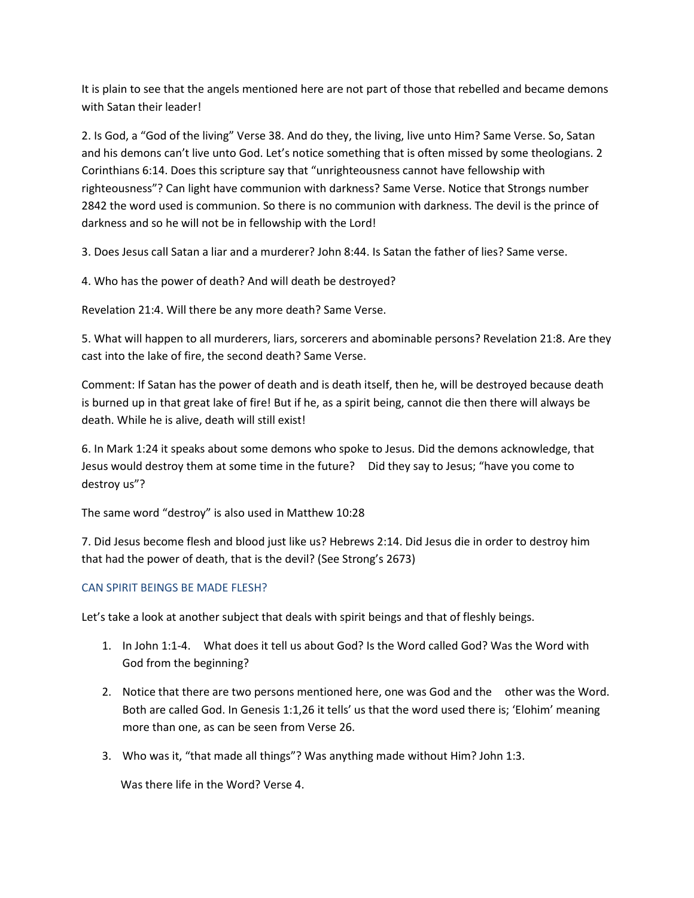It is plain to see that the angels mentioned here are not part of those that rebelled and became demons with Satan their leader!

2. Is God, a "God of the living" Verse 38. And do they, the living, live unto Him? Same Verse. So, Satan and his demons can't live unto God. Let's notice something that is often missed by some theologians. 2 Corinthians 6:14. Does this scripture say that "unrighteousness cannot have fellowship with righteousness"? Can light have communion with darkness? Same Verse. Notice that Strongs number 2842 the word used is communion. So there is no communion with darkness. The devil is the prince of darkness and so he will not be in fellowship with the Lord!

3. Does Jesus call Satan a liar and a murderer? John 8:44. Is Satan the father of lies? Same verse.

4. Who has the power of death? And will death be destroyed?

Revelation 21:4. Will there be any more death? Same Verse.

5. What will happen to all murderers, liars, sorcerers and abominable persons? Revelation 21:8. Are they cast into the lake of fire, the second death? Same Verse.

Comment: If Satan has the power of death and is death itself, then he, will be destroyed because death is burned up in that great lake of fire! But if he, as a spirit being, cannot die then there will always be death. While he is alive, death will still exist!

6. In Mark 1:24 it speaks about some demons who spoke to Jesus. Did the demons acknowledge, that Jesus would destroy them at some time in the future? Did they say to Jesus; "have you come to destroy us"?

The same word "destroy" is also used in Matthew 10:28

7. Did Jesus become flesh and blood just like us? Hebrews 2:14. Did Jesus die in order to destroy him that had the power of death, that is the devil? (See Strong's 2673)

## CAN SPIRIT BEINGS BE MADE FLESH?

Let's take a look at another subject that deals with spirit beings and that of fleshly beings.

1. In John 1:1-4. What does it tell us about God? Is the Word called God? Was the Word with God from the beginning?

2. Notice that there are two persons mentioned here, one was God and the other was the Word. Both are called God. In Genesis 1:1,26 it tells' us that the word used there is; 'Elohim' meaning more than one, as can be seen from Verse 26.

3. Who was it, "that made all things"? Was anything made without Him? John 1:3.

   Was there life in the Word? Verse 4.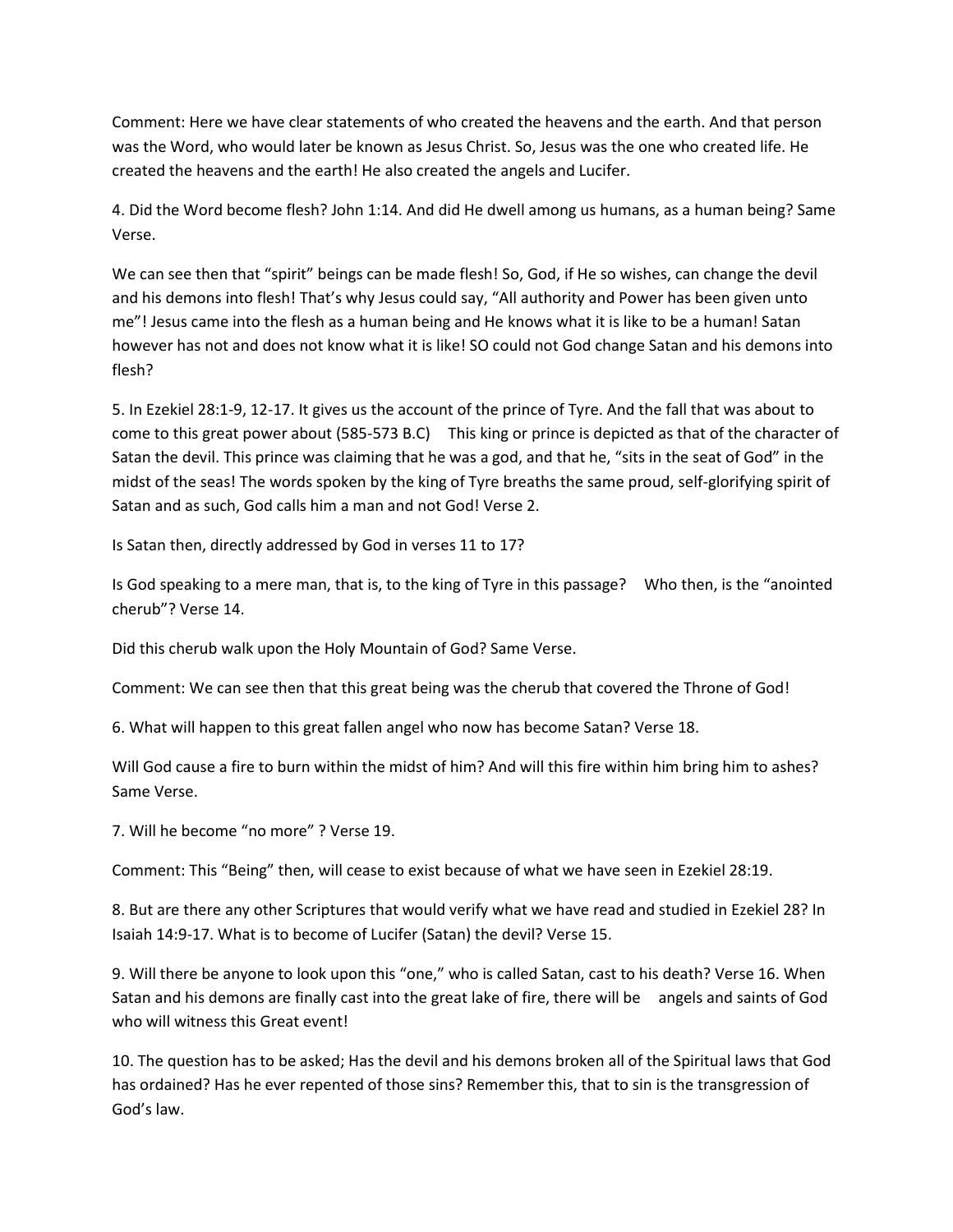Comment: Here we have clear statements of who created the heavens and the earth. And that person was the Word, who would later be known as Jesus Christ. So, Jesus was the one who created life. He created the heavens and the earth! He also created the angels and Lucifer.

4. Did the Word become flesh? John 1:14. And did He dwell among us humans, as a human being? Same Verse.

We can see then that "spirit" beings can be made flesh! So, God, if He so wishes, can change the devil and his demons into flesh! That's why Jesus could say, "All authority and Power has been given unto me"! Jesus came into the flesh as a human being and He knows what it is like to be a human! Satan however has not and does not know what it is like! SO could not God change Satan and his demons into flesh?

5. In Ezekiel 28:1-9, 12-17. It gives us the account of the prince of Tyre. And the fall that was about to come to this great power about (585-573 B.C) This king or prince is depicted as that of the character of Satan the devil. This prince was claiming that he was a god, and that he, "sits in the seat of God" in the midst of the seas! The words spoken by the king of Tyre breaths the same proud, self-glorifying spirit of Satan and as such, God calls him a man and not God! Verse 2.

Is Satan then, directly addressed by God in verses 11 to 17?

Is God speaking to a mere man, that is, to the king of Tyre in this passage? Who then, is the "anointed cherub"? Verse 14.

Did this cherub walk upon the Holy Mountain of God? Same Verse.

Comment: We can see then that this great being was the cherub that covered the Throne of God!

6. What will happen to this great fallen angel who now has become Satan? Verse 18.

Will God cause a fire to burn within the midst of him? And will this fire within him bring him to ashes? Same Verse.

7. Will he become "no more" ? Verse 19.

Comment: This "Being" then, will cease to exist because of what we have seen in Ezekiel 28:19.

8. But are there any other Scriptures that would verify what we have read and studied in Ezekiel 28? In Isaiah 14:9-17. What is to become of Lucifer (Satan) the devil? Verse 15.

9. Will there be anyone to look upon this "one," who is called Satan, cast to his death? Verse 16. When Satan and his demons are finally cast into the great lake of fire, there will be angels and saints of God who will witness this Great event!

10. The question has to be asked; Has the devil and his demons broken all of the Spiritual laws that God has ordained? Has he ever repented of those sins? Remember this, that to sin is the transgression of God's law.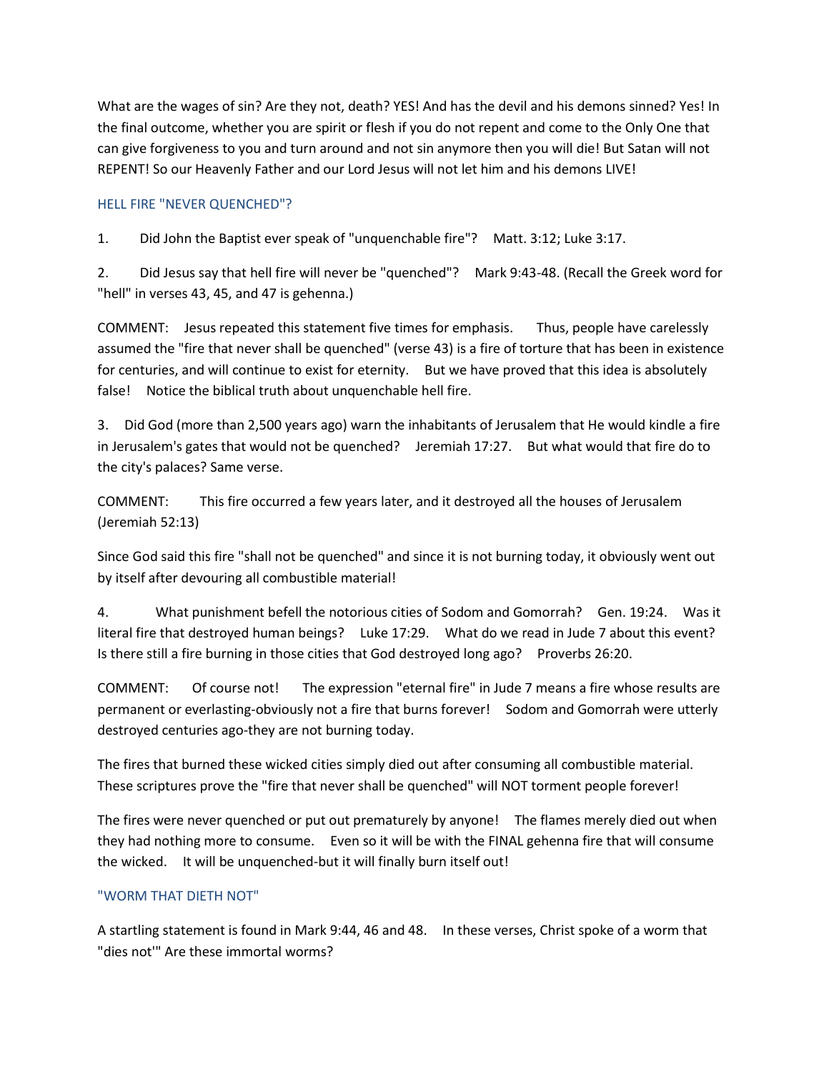What are the wages of sin? Are they not, death? YES! And has the devil and his demons sinned? Yes! In the final outcome, whether you are spirit or flesh if you do not repent and come to the Only One that can give forgiveness to you and turn around and not sin anymore then you will die! But Satan will not REPENT! So our Heavenly Father and our Lord Jesus will not let him and his demons LIVE!

## HELL FIRE "NEVER QUENCHED"?

1. Did John the Baptist ever speak of "unquenchable fire"? Matt. 3:12; Luke 3:17.

2. Did Jesus say that hell fire will never be "quenched"? Mark 9:43-48. (Recall the Greek word for "hell" in verses 43, 45, and 47 is gehenna.)

COMMENT: Jesus repeated this statement five times for emphasis. Thus, people have carelessly assumed the "fire that never shall be quenched" (verse 43) is a fire of torture that has been in existence for centuries, and will continue to exist for eternity. But we have proved that this idea is absolutely false! Notice the biblical truth about unquenchable hell fire.

3. Did God (more than 2,500 years ago) warn the inhabitants of Jerusalem that He would kindle a fire in Jerusalem's gates that would not be quenched? Jeremiah 17:27. But what would that fire do to the city's palaces? Same verse.

COMMENT: This fire occurred a few years later, and it destroyed all the houses of Jerusalem (Jeremiah 52:13)

Since God said this fire "shall not be quenched" and since it is not burning today, it obviously went out by itself after devouring all combustible material!

4. What punishment befell the notorious cities of Sodom and Gomorrah? Gen. 19:24. Was it literal fire that destroyed human beings? Luke 17:29. What do we read in Jude 7 about this event? Is there still a fire burning in those cities that God destroyed long ago? Proverbs 26:20.

COMMENT: Of course not! The expression "eternal fire" in Jude 7 means a fire whose results are permanent or everlasting-obviously not a fire that burns forever! Sodom and Gomorrah were utterly destroyed centuries ago-they are not burning today.

The fires that burned these wicked cities simply died out after consuming all combustible material. These scriptures prove the "fire that never shall be quenched" will NOT torment people forever!

The fires were never quenched or put out prematurely by anyone! The flames merely died out when they had nothing more to consume. Even so it will be with the FINAL gehenna fire that will consume the wicked. It will be unquenched-but it will finally burn itself out!

## "WORM THAT DIETH NOT"

A startling statement is found in Mark 9:44, 46 and 48. In these verses, Christ spoke of a worm that "dies not'" Are these immortal worms?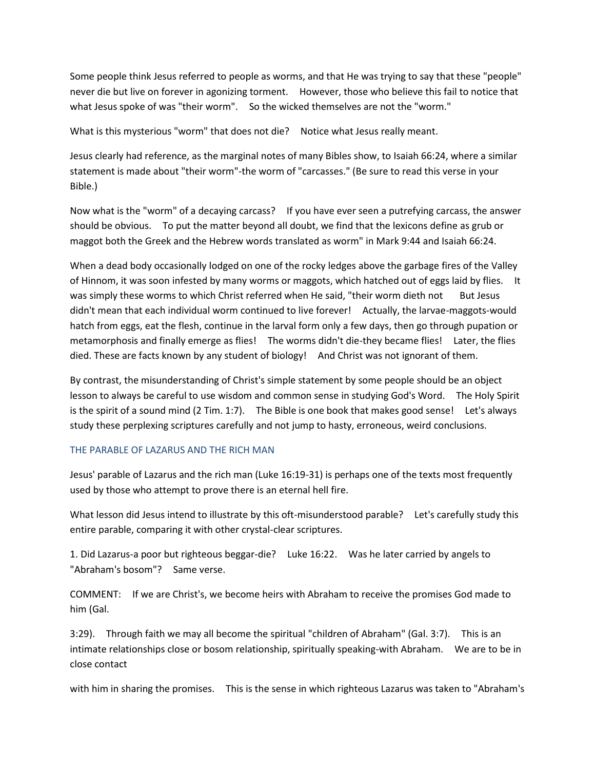Some people think Jesus referred to people as worms, and that He was trying to say that these "people" never die but live on forever in agonizing torment.    However, those who believe this fail to notice that what Jesus spoke of was "their worm".    So the wicked themselves are not the "worm."

What is this mysterious "worm" that does not die?    Notice what Jesus really meant.

Jesus clearly had reference, as the marginal notes of many Bibles show, to Isaiah 66:24, where a similar statement is made about "their worm"-the worm of "carcasses." (Be sure to read this verse in your Bible.)

Now what is the "worm" of a decaying carcass?    If you have ever seen a putrefying carcass, the answer should be obvious.    To put the matter beyond all doubt, we find that the lexicons define as grub or maggot both the Greek and the Hebrew words translated as worm" in Mark 9:44 and Isaiah 66:24.

When a dead body occasionally lodged on one of the rocky ledges above the garbage fires of the Valley of Hinnom, it was soon infested by many worms or maggots, which hatched out of eggs laid by flies.    It was simply these worms to which Christ referred when He said, "their worm dieth not    But Jesus didn't mean that each individual worm continued to live forever!    Actually, the larvae-maggots-would hatch from eggs, eat the flesh, continue in the larval form only a few days, then go through pupation or metamorphosis and finally emerge as flies!    The worms didn't die-they became flies!    Later, the flies died. These are facts known by any student of biology!    And Christ was not ignorant of them.

By contrast, the misunderstanding of Christ's simple statement by some people should be an object lesson to always be careful to use wisdom and common sense in studying God's Word.    The Holy Spirit is the spirit of a sound mind (2 Tim. 1:7).    The Bible is one book that makes good sense!    Let's always study these perplexing scriptures carefully and not jump to hasty, erroneous, weird conclusions.

## THE PARABLE OF LAZARUS AND THE RICH MAN

Jesus' parable of Lazarus and the rich man (Luke 16:19-31) is perhaps one of the texts most frequently used by those who attempt to prove there is an eternal hell fire.

What lesson did Jesus intend to illustrate by this oft-misunderstood parable?    Let's carefully study this entire parable, comparing it with other crystal-clear scriptures.

1. Did Lazarus-a poor but righteous beggar-die?    Luke 16:22.    Was he later carried by angels to "Abraham's bosom"?    Same verse.

COMMENT:    If we are Christ's, we become heirs with Abraham to receive the promises God made to him (Gal. 3:29).    Through faith we may all become the spiritual "children of Abraham" (Gal. 3:7).    This is an intimate relationships close or bosom relationship, spiritually speaking-with Abraham.    We are to be in close contact with him in sharing the promises.    This is the sense in which righteous Lazarus was taken to "Abraham's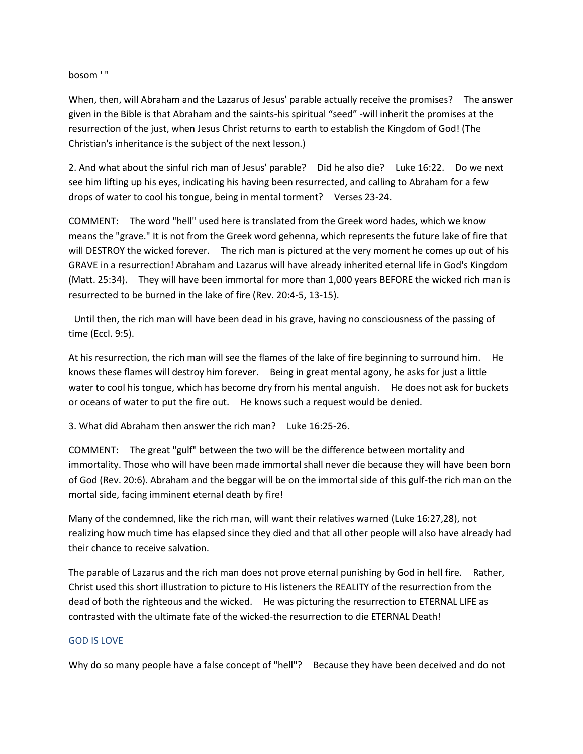bosom ' "

When, then, will Abraham and the Lazarus of Jesus' parable actually receive the promises? The answer given in the Bible is that Abraham and the saints-his spiritual “seed” -will inherit the promises at the resurrection of the just, when Jesus Christ returns to earth to establish the Kingdom of God! (The Christian's inheritance is the subject of the next lesson.)

2. And what about the sinful rich man of Jesus' parable? Did he also die? Luke 16:22. Do we next see him lifting up his eyes, indicating his having been resurrected, and calling to Abraham for a few drops of water to cool his tongue, being in mental torment? Verses 23-24.

COMMENT: The word "hell" used here is translated from the Greek word hades, which we know means the "grave." It is not from the Greek word gehenna, which represents the future lake of fire that will DESTROY the wicked forever. The rich man is pictured at the very moment he comes up out of his GRAVE in a resurrection! Abraham and Lazarus will have already inherited eternal life in God's Kingdom (Matt. 25:34). They will have been immortal for more than 1,000 years BEFORE the wicked rich man is resurrected to be burned in the lake of fire (Rev. 20:4-5, 13-15).

Until then, the rich man will have been dead in his grave, having no consciousness of the passing of time (Eccl. 9:5).

At his resurrection, the rich man will see the flames of the lake of fire beginning to surround him. He knows these flames will destroy him forever. Being in great mental agony, he asks for just a little water to cool his tongue, which has become dry from his mental anguish. He does not ask for buckets or oceans of water to put the fire out. He knows such a request would be denied.

3. What did Abraham then answer the rich man? Luke 16:25-26.

COMMENT: The great "gulf" between the two will be the difference between mortality and immortality. Those who will have been made immortal shall never die because they will have been born of God (Rev. 20:6). Abraham and the beggar will be on the immortal side of this gulf-the rich man on the mortal side, facing imminent eternal death by fire!

Many of the condemned, like the rich man, will want their relatives warned (Luke 16:27,28), not realizing how much time has elapsed since they died and that all other people will also have already had their chance to receive salvation.

The parable of Lazarus and the rich man does not prove eternal punishing by God in hell fire. Rather, Christ used this short illustration to picture to His listeners the REALITY of the resurrection from the dead of both the righteous and the wicked. He was picturing the resurrection to ETERNAL LIFE as contrasted with the ultimate fate of the wicked-the resurrection to die ETERNAL Death!

## GOD IS LOVE

Why do so many people have a false concept of "hell"? Because they have been deceived and do not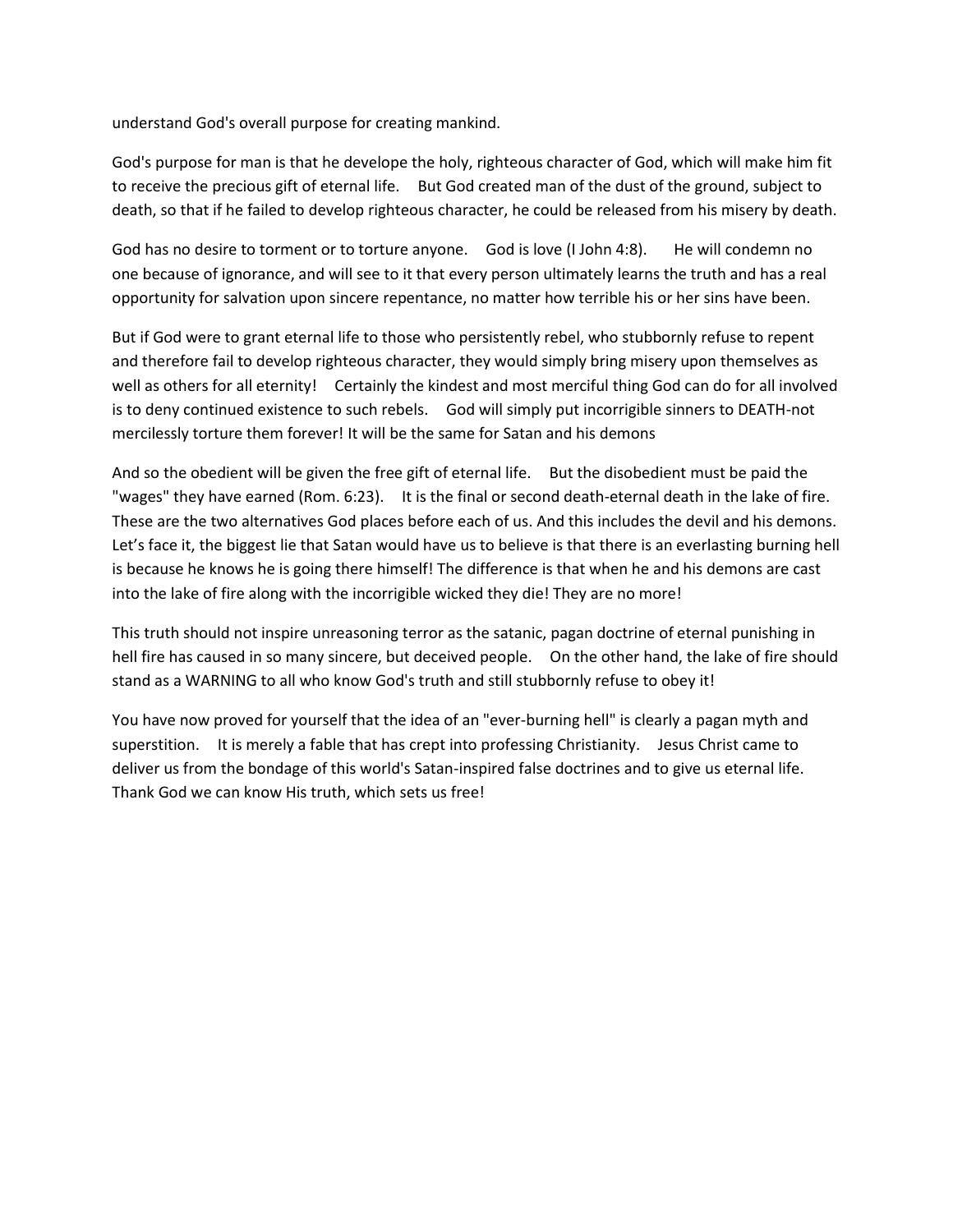understand God's overall purpose for creating mankind.

God's purpose for man is that he develope the holy, righteous character of God, which will make him fit to receive the precious gift of eternal life. But God created man of the dust of the ground, subject to death, so that if he failed to develop righteous character, he could be released from his misery by death.

God has no desire to torment or to torture anyone. God is love (I John 4:8). He will condemn no one because of ignorance, and will see to it that every person ultimately learns the truth and has a real opportunity for salvation upon sincere repentance, no matter how terrible his or her sins have been.

But if God were to grant eternal life to those who persistently rebel, who stubbornly refuse to repent and therefore fail to develop righteous character, they would simply bring misery upon themselves as well as others for all eternity! Certainly the kindest and most merciful thing God can do for all involved is to deny continued existence to such rebels. God will simply put incorrigible sinners to DEATH-not mercilessly torture them forever! It will be the same for Satan and his demons

And so the obedient will be given the free gift of eternal life. But the disobedient must be paid the "wages" they have earned (Rom. 6:23). It is the final or second death-eternal death in the lake of fire. These are the two alternatives God places before each of us. And this includes the devil and his demons. Let's face it, the biggest lie that Satan would have us to believe is that there is an everlasting burning hell is because he knows he is going there himself! The difference is that when he and his demons are cast into the lake of fire along with the incorrigible wicked they die! They are no more!

This truth should not inspire unreasoning terror as the satanic, pagan doctrine of eternal punishing in hell fire has caused in so many sincere, but deceived people. On the other hand, the lake of fire should stand as a WARNING to all who know God's truth and still stubbornly refuse to obey it!

You have now proved for yourself that the idea of an "ever-burning hell" is clearly a pagan myth and superstition. It is merely a fable that has crept into professing Christianity. Jesus Christ came to deliver us from the bondage of this world's Satan-inspired false doctrines and to give us eternal life. Thank God we can know His truth, which sets us free!